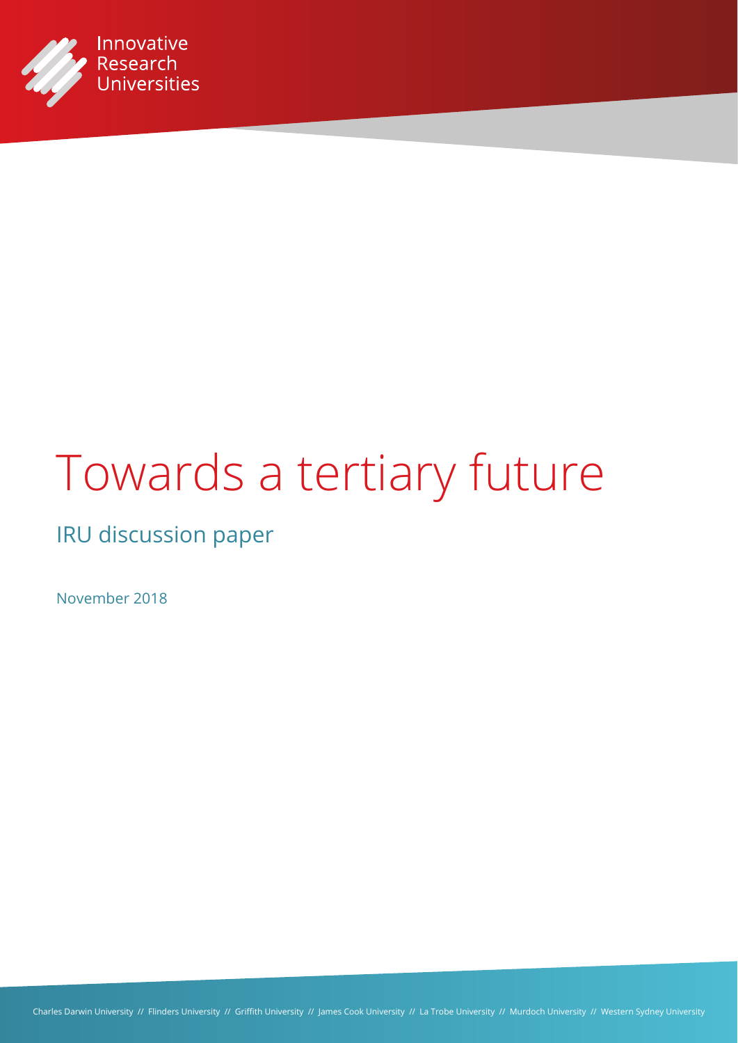Innovative Research Universities

# Towards a tertiary future

## IRU discussion paper

November 2018

Charles Darwin University // Flinders University // Griffith University // James Cook University // La Trobe University // Murdoch University // Western Sydney University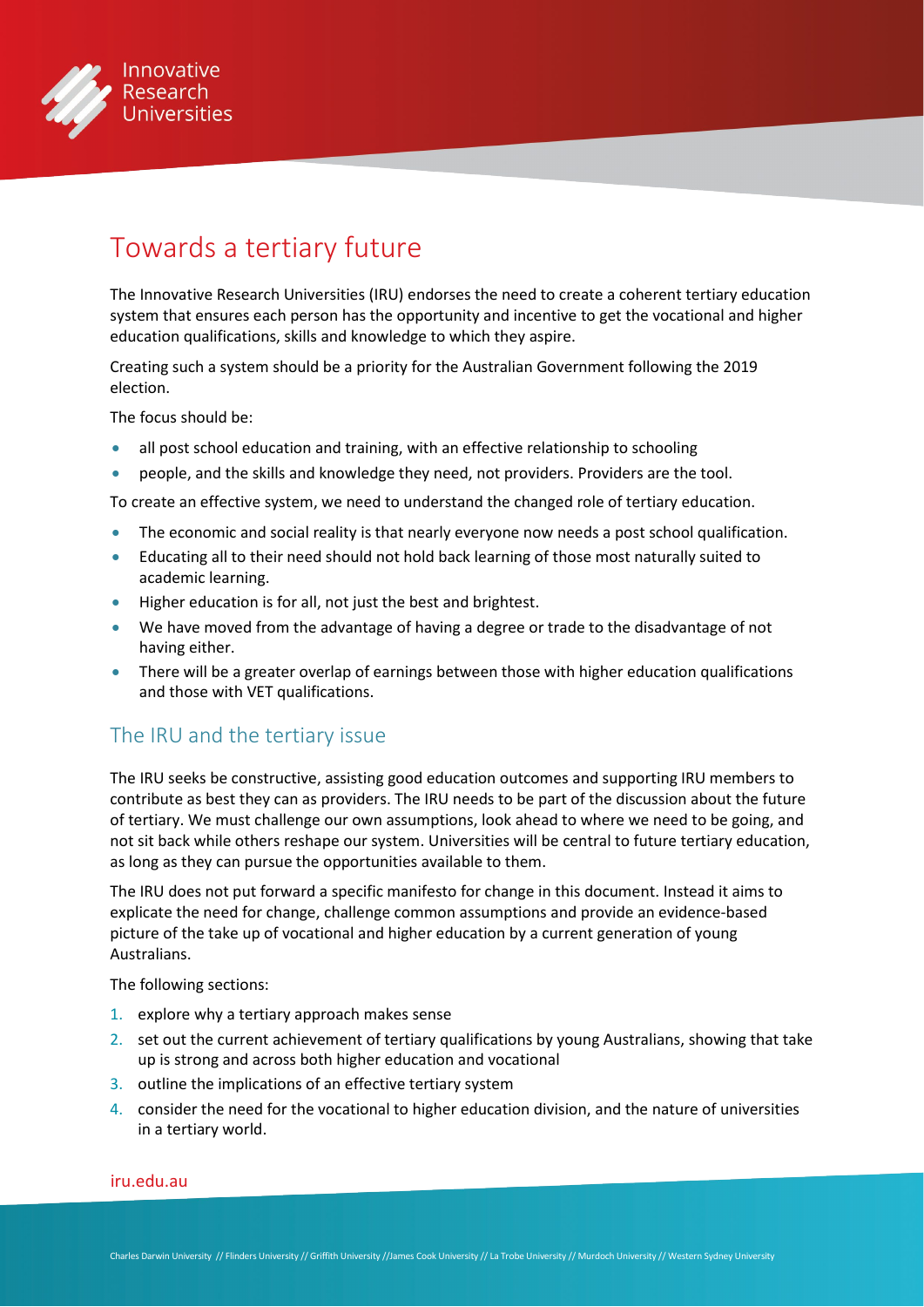# Towards a tertiary future

The Innovative Research Universities (IRU) endorses the need to create a coherent tertiary education system that ensures each person has the opportunity and incentive to get the vocational and higher education qualifications, skills and knowledge to which they aspire.

Creating such a system should be a priority for the Australian Government following the 2019 election.

The focus should be:

- all post school education and training, with an effective relationship to schooling
- people, and the skills and knowledge they need, not providers. Providers are the tool.

To create an effective system, we need to understand the changed role of tertiary education.

- The economic and social reality is that nearly everyone now needs a post school qualification.
- Educating all to their need should not hold back learning of those most naturally suited to academic learning.
- Higher education is for all, not just the best and brightest.
- We have moved from the advantage of having a degree or trade to the disadvantage of not having either.
- There will be a greater overlap of earnings between those with higher education qualifications and those with VET qualifications.

## The IRU and the tertiary issue

The IRU seeks be constructive, assisting good education outcomes and supporting IRU members to contribute as best they can as providers. The IRU needs to be part of the discussion about the future of tertiary. We must challenge our own assumptions, look ahead to where we need to be going, and not sit back while others reshape our system. Universities will be central to future tertiary education, as long as they can pursue the opportunities available to them.

The IRU does not put forward a specific manifesto for change in this document. Instead it aims to explicate the need for change, challenge common assumptions and provide an evidence-based picture of the take up of vocational and higher education by a current generation of young Australians.

The following sections:

1. explore why a tertiary approach makes sense
2. set out the current achievement of tertiary qualifications by young Australians, showing that take up is strong and across both higher education and vocational
3. outline the implications of an effective tertiary system
4. consider the need for the vocational to higher education division, and the nature of universities in a tertiary world.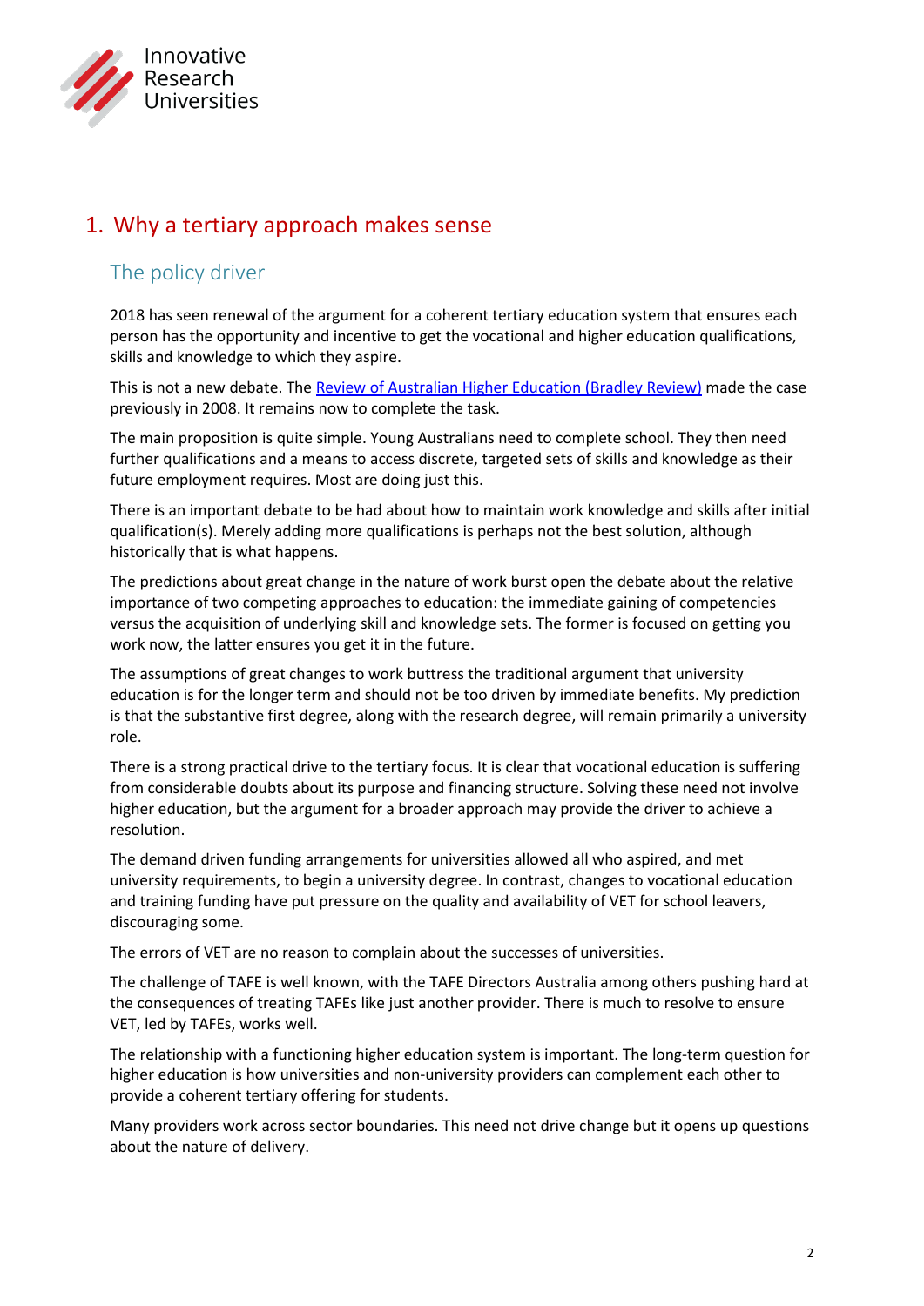# 1. Why a tertiary approach makes sense

## The policy driver

2018 has seen renewal of the argument for a coherent tertiary education system that ensures each person has the opportunity and incentive to get the vocational and higher education qualifications, skills and knowledge to which they aspire.

This is not a new debate. The [Review of Australian Higher Education (Bradley Review)] made the case previously in 2008. It remains now to complete the task.

The main proposition is quite simple. Young Australians need to complete school. They then need further qualifications and a means to access discrete, targeted sets of skills and knowledge as their future employment requires. Most are doing just this.

There is an important debate to be had about how to maintain work knowledge and skills after initial qualification(s). Merely adding more qualifications is perhaps not the best solution, although historically that is what happens.

The predictions about great change in the nature of work burst open the debate about the relative importance of two competing approaches to education: the immediate gaining of competencies versus the acquisition of underlying skill and knowledge sets. The former is focused on getting you work now, the latter ensures you get it in the future.

The assumptions of great changes to work buttress the traditional argument that university education is for the longer term and should not be too driven by immediate benefits. My prediction is that the substantive first degree, along with the research degree, will remain primarily a university role.

There is a strong practical drive to the tertiary focus. It is clear that vocational education is suffering from considerable doubts about its purpose and financing structure. Solving these need not involve higher education, but the argument for a broader approach may provide the driver to achieve a resolution.

The demand driven funding arrangements for universities allowed all who aspired, and met university requirements, to begin a university degree. In contrast, changes to vocational education and training funding have put pressure on the quality and availability of VET for school leavers, discouraging some.

The errors of VET are no reason to complain about the successes of universities.

The challenge of TAFE is well known, with the TAFE Directors Australia among others pushing hard at the consequences of treating TAFEs like just another provider. There is much to resolve to ensure VET, led by TAFEs, works well.

The relationship with a functioning higher education system is important. The long-term question for higher education is how universities and non-university providers can complement each other to provide a coherent tertiary offering for students.

Many providers work across sector boundaries. This need not drive change but it opens up questions about the nature of delivery.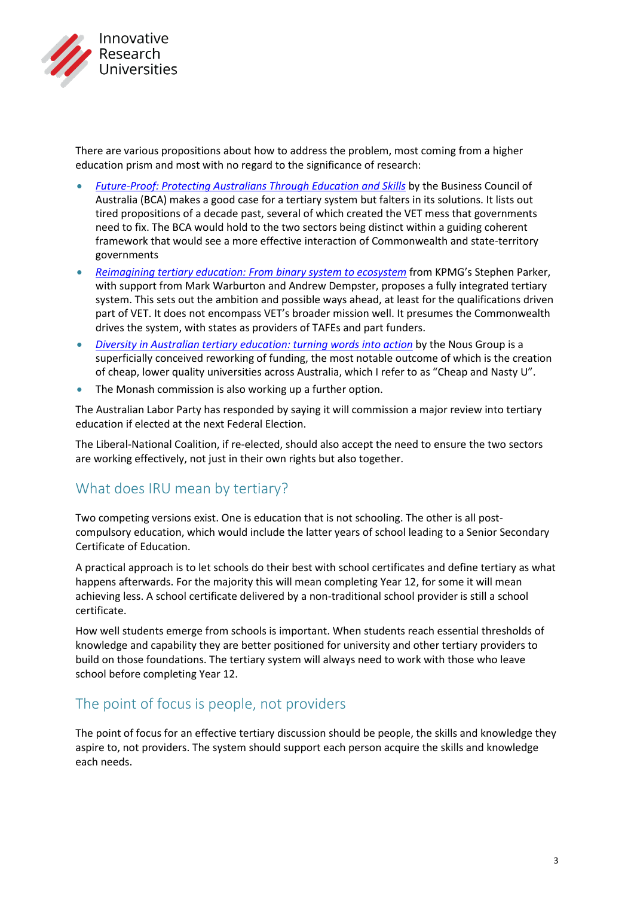There are various propositions about how to address the problem, most coming from a higher education prism and most with no regard to the significance of research:

- *Future-Proof: Protecting Australians Through Education and Skills* by the Business Council of Australia (BCA) makes a good case for a tertiary system but falters in its solutions. It lists out tired propositions of a decade past, several of which created the VET mess that governments need to fix. The BCA would hold to the two sectors being distinct within a guiding coherent framework that would see a more effective interaction of Commonwealth and state-territory governments
- *Reimagining tertiary education: From binary system to ecosystem* from KPMG's Stephen Parker, with support from Mark Warburton and Andrew Dempster, proposes a fully integrated tertiary system. This sets out the ambition and possible ways ahead, at least for the qualifications driven part of VET. It does not encompass VET's broader mission well. It presumes the Commonwealth drives the system, with states as providers of TAFEs and part funders.
- *Diversity in Australian tertiary education: turning words into action* by the Nous Group is a superficially conceived reworking of funding, the most notable outcome of which is the creation of cheap, lower quality universities across Australia, which I refer to as "Cheap and Nasty U".
- The Monash commission is also working up a further option.

The Australian Labor Party has responded by saying it will commission a major review into tertiary education if elected at the next Federal Election.

The Liberal-National Coalition, if re-elected, should also accept the need to ensure the two sectors are working effectively, not just in their own rights but also together.

## What does IRU mean by tertiary?

Two competing versions exist. One is education that is not schooling. The other is all post-compulsory education, which would include the latter years of school leading to a Senior Secondary Certificate of Education.

A practical approach is to let schools do their best with school certificates and define tertiary as what happens afterwards. For the majority this will mean completing Year 12, for some it will mean achieving less. A school certificate delivered by a non-traditional school provider is still a school certificate.

How well students emerge from schools is important. When students reach essential thresholds of knowledge and capability they are better positioned for university and other tertiary providers to build on those foundations. The tertiary system will always need to work with those who leave school before completing Year 12.

## The point of focus is people, not providers

The point of focus for an effective tertiary discussion should be people, the skills and knowledge they aspire to, not providers. The system should support each person acquire the skills and knowledge each needs.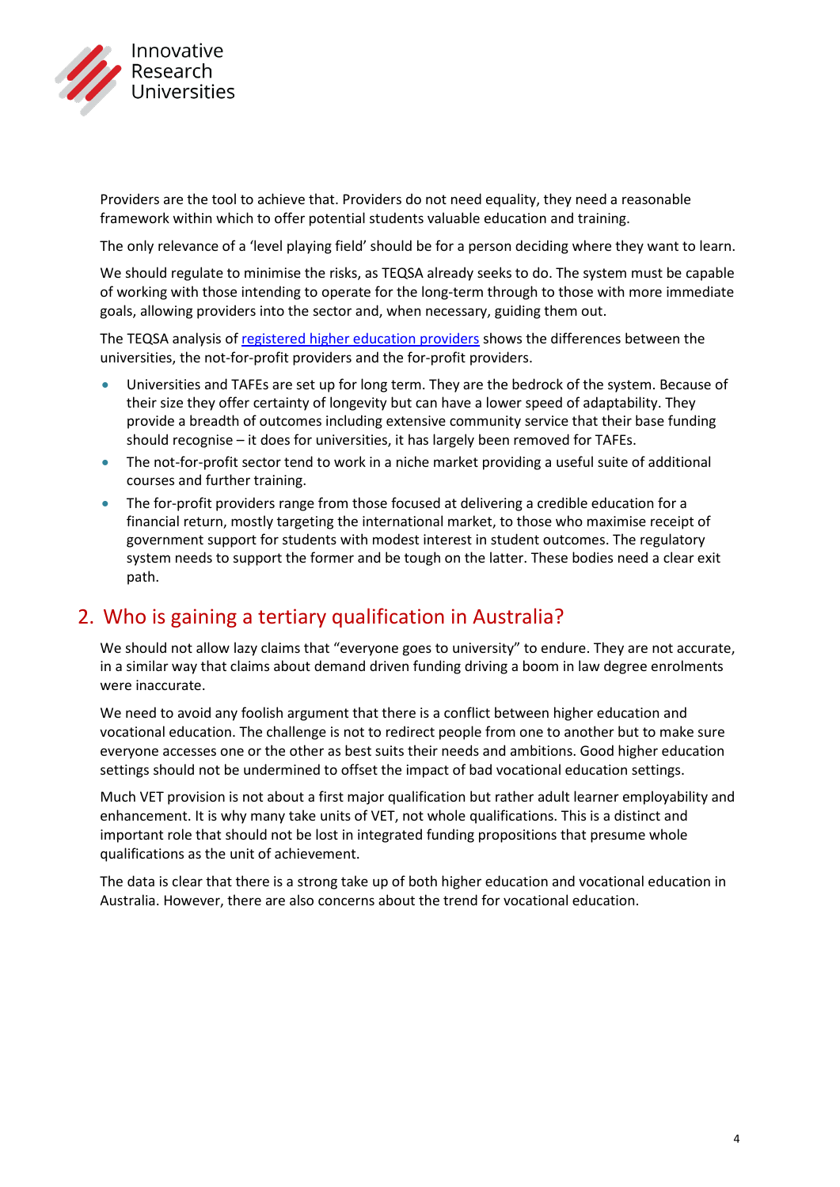Providers are the tool to achieve that. Providers do not need equality, they need a reasonable framework within which to offer potential students valuable education and training.

The only relevance of a 'level playing field' should be for a person deciding where they want to learn.

We should regulate to minimise the risks, as TEQSA already seeks to do. The system must be capable of working with those intending to operate for the long-term through to those with more immediate goals, allowing providers into the sector and, when necessary, guiding them out.

The TEQSA analysis of [registered higher education providers]() shows the differences between the universities, the not-for-profit providers and the for-profit providers.

- Universities and TAFEs are set up for long term. They are the bedrock of the system. Because of their size they offer certainty of longevity but can have a lower speed of adaptability. They provide a breadth of outcomes including extensive community service that their base funding should recognise – it does for universities, it has largely been removed for TAFEs.
- The not-for-profit sector tend to work in a niche market providing a useful suite of additional courses and further training.
- The for-profit providers range from those focused at delivering a credible education for a financial return, mostly targeting the international market, to those who maximise receipt of government support for students with modest interest in student outcomes. The regulatory system needs to support the former and be tough on the latter. These bodies need a clear exit path.

## 2. Who is gaining a tertiary qualification in Australia?

We should not allow lazy claims that "everyone goes to university" to endure. They are not accurate, in a similar way that claims about demand driven funding driving a boom in law degree enrolments were inaccurate.

We need to avoid any foolish argument that there is a conflict between higher education and vocational education. The challenge is not to redirect people from one to another but to make sure everyone accesses one or the other as best suits their needs and ambitions. Good higher education settings should not be undermined to offset the impact of bad vocational education settings.

Much VET provision is not about a first major qualification but rather adult learner employability and enhancement. It is why many take units of VET, not whole qualifications. This is a distinct and important role that should not be lost in integrated funding propositions that presume whole qualifications as the unit of achievement.

The data is clear that there is a strong take up of both higher education and vocational education in Australia. However, there are also concerns about the trend for vocational education.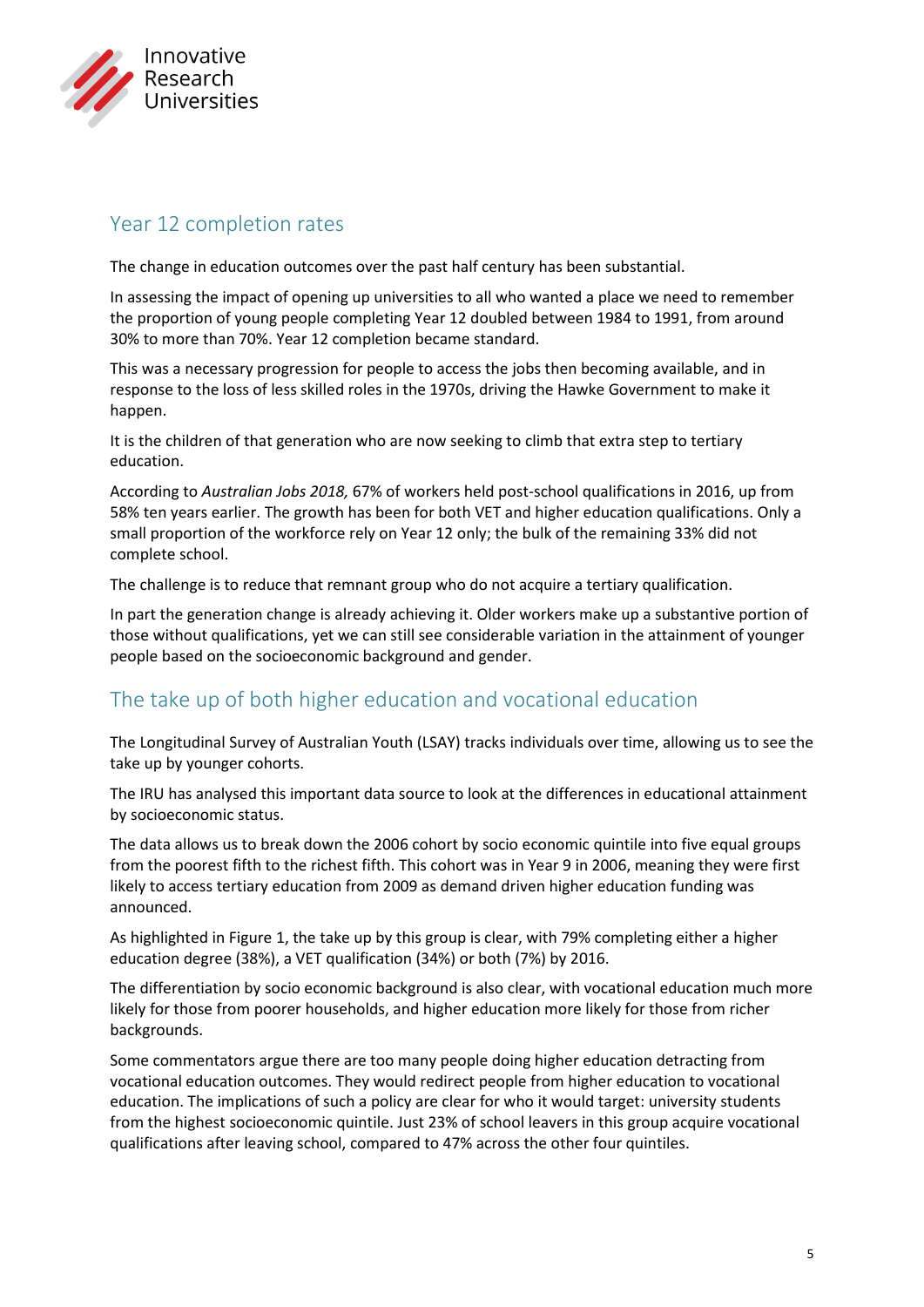## Year 12 completion rates

The change in education outcomes over the past half century has been substantial.

In assessing the impact of opening up universities to all who wanted a place we need to remember the proportion of young people completing Year 12 doubled between 1984 to 1991, from around 30% to more than 70%. Year 12 completion became standard.

This was a necessary progression for people to access the jobs then becoming available, and in response to the loss of less skilled roles in the 1970s, driving the Hawke Government to make it happen.

It is the children of that generation who are now seeking to climb that extra step to tertiary education.

According to *Australian Jobs 2018,* 67% of workers held post-school qualifications in 2016, up from 58% ten years earlier. The growth has been for both VET and higher education qualifications. Only a small proportion of the workforce rely on Year 12 only; the bulk of the remaining 33% did not complete school.

The challenge is to reduce that remnant group who do not acquire a tertiary qualification.

In part the generation change is already achieving it. Older workers make up a substantive portion of those without qualifications, yet we can still see considerable variation in the attainment of younger people based on the socioeconomic background and gender.

## The take up of both higher education and vocational education

The Longitudinal Survey of Australian Youth (LSAY) tracks individuals over time, allowing us to see the take up by younger cohorts.

The IRU has analysed this important data source to look at the differences in educational attainment by socioeconomic status.

The data allows us to break down the 2006 cohort by socio economic quintile into five equal groups from the poorest fifth to the richest fifth. This cohort was in Year 9 in 2006, meaning they were first likely to access tertiary education from 2009 as demand driven higher education funding was announced.

As highlighted in Figure 1, the take up by this group is clear, with 79% completing either a higher education degree (38%), a VET qualification (34%) or both (7%) by 2016.

The differentiation by socio economic background is also clear, with vocational education much more likely for those from poorer households, and higher education more likely for those from richer backgrounds.

Some commentators argue there are too many people doing higher education detracting from vocational education outcomes. They would redirect people from higher education to vocational education. The implications of such a policy are clear for who it would target: university students from the highest socioeconomic quintile. Just 23% of school leavers in this group acquire vocational qualifications after leaving school, compared to 47% across the other four quintiles.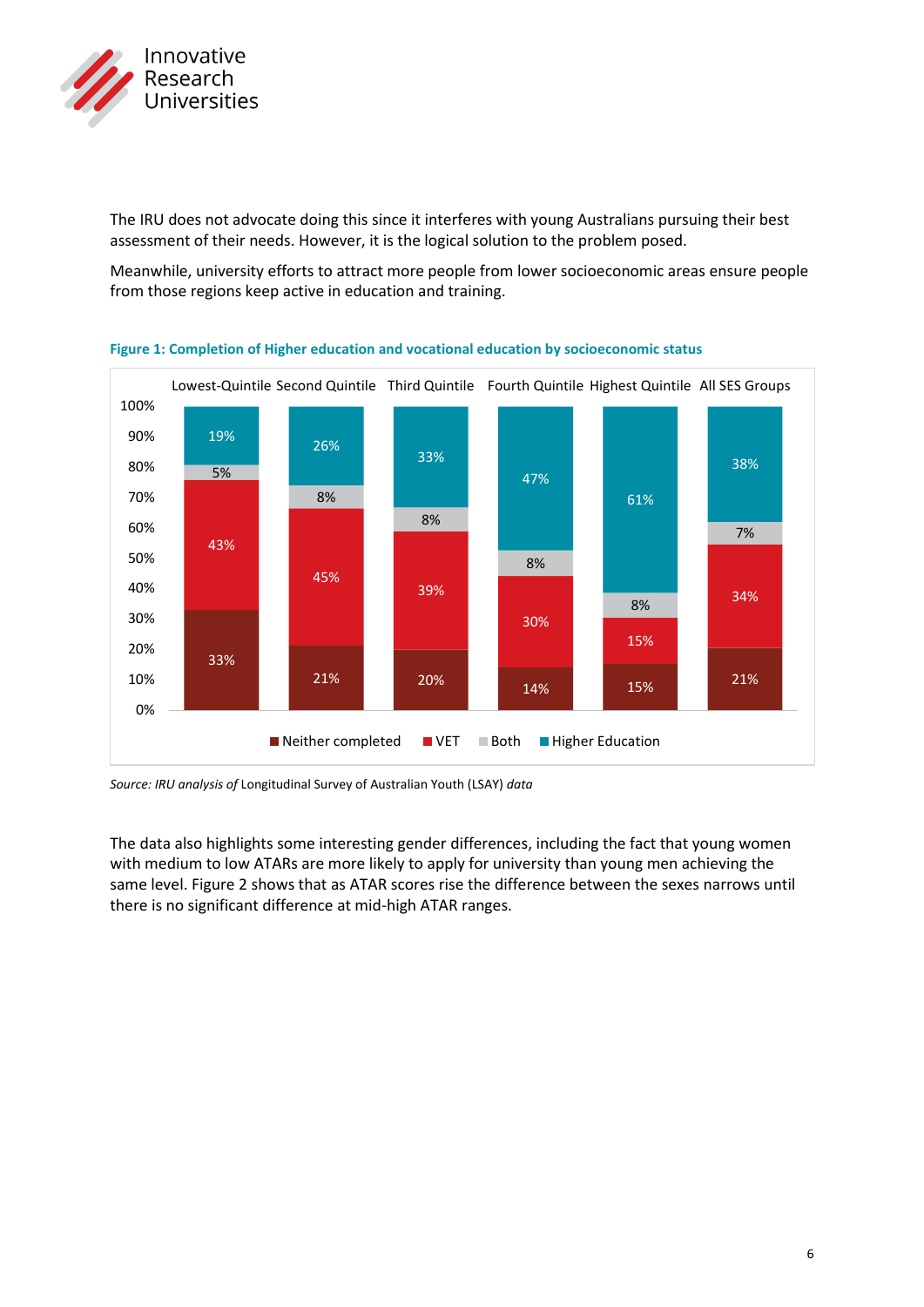The IRU does not advocate doing this since it interferes with young Australians pursuing their best assessment of their needs. However, it is the logical solution to the problem posed.

Meanwhile, university efforts to attract more people from lower socioeconomic areas ensure people from those regions keep active in education and training.

**Figure 1: Completion of Higher education and vocational education by socioeconomic status**

Lowest-Quintile Second Quintile Third Quintile Fourth Quintile Highest Quintile All SES Groups

100%
90%
80%
70%
60%
50%
40%
30%
20%
10%
0%

19%
5%
43%
33%

26%
8%
45%
21%

33%
8%
39%
20%

47%
8%
30%
14%

61%
8%
15%
15%

38%
7%
34%
21%

Neither completed VET Both Higher Education

*Source: IRU analysis of* Longitudinal Survey of Australian Youth (LSAY) *data*

The data also highlights some interesting gender differences, including the fact that young women with medium to low ATARs are more likely to apply for university than young men achieving the same level. Figure 2 shows that as ATAR scores rise the difference between the sexes narrows until there is no significant difference at mid-high ATAR ranges.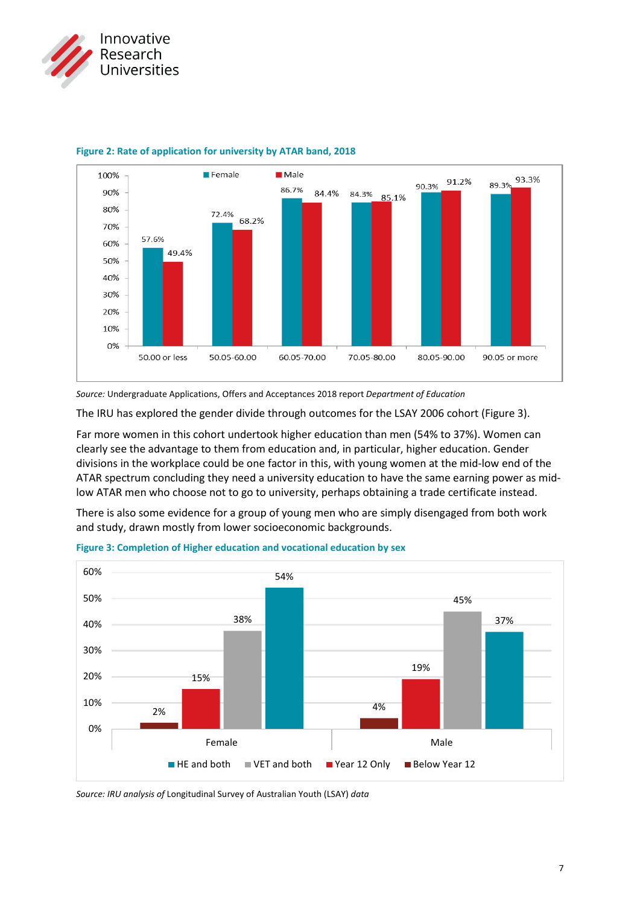**Figure 2: Rate of application for university by ATAR band, 2018**

Female | Male

100%
90%
80%
70%
60%
50%
40%
30%
20%
10%
0%

57.6% 49.4%
72.4% 68.2%
86.7% 84.4%
84.3% 85.1%
90.3% 91.2%
89.3% 93.3%

50.00 or less | 50.05-60.00 | 60.05-70.00 | 70.05-80.00 | 80.05-90.00 | 90.05 or more

*Source:* Undergraduate Applications, Offers and Acceptances 2018 report *Department of Education*

The IRU has explored the gender divide through outcomes for the LSAY 2006 cohort (Figure 3).

Far more women in this cohort undertook higher education than men (54% to 37%). Women can clearly see the advantage to them from education and, in particular, higher education. Gender divisions in the workplace could be one factor in this, with young women at the mid-low end of the ATAR spectrum concluding they need a university education to have the same earning power as mid-low ATAR men who choose not to go to university, perhaps obtaining a trade certificate instead.

There is also some evidence for a group of young men who are simply disengaged from both work and study, drawn mostly from lower socioeconomic backgrounds.

**Figure 3: Completion of Higher education and vocational education by sex**

60%
50%
40%
30%
20%
10%
0%

Female: 2% 15% 38% 54%

Male: 4% 19% 45% 37%

HE and both | VET and both | Year 12 Only | Below Year 12

*Source: IRU analysis of* Longitudinal Survey of Australian Youth (LSAY) *data*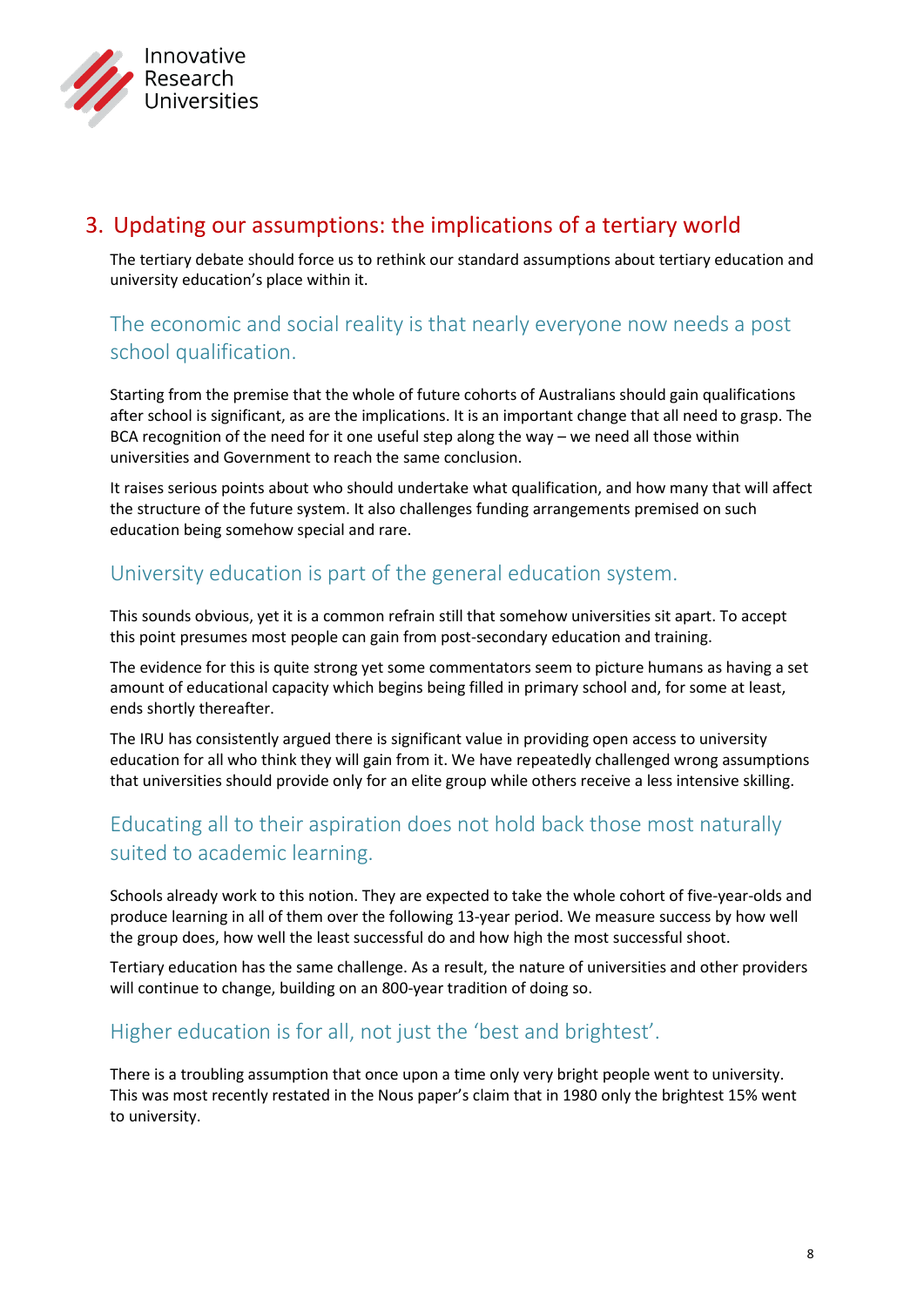## 3. Updating our assumptions: the implications of a tertiary world

The tertiary debate should force us to rethink our standard assumptions about tertiary education and university education's place within it.

### The economic and social reality is that nearly everyone now needs a post school qualification.

Starting from the premise that the whole of future cohorts of Australians should gain qualifications after school is significant, as are the implications. It is an important change that all need to grasp. The BCA recognition of the need for it one useful step along the way – we need all those within universities and Government to reach the same conclusion.

It raises serious points about who should undertake what qualification, and how many that will affect the structure of the future system. It also challenges funding arrangements premised on such education being somehow special and rare.

### University education is part of the general education system.

This sounds obvious, yet it is a common refrain still that somehow universities sit apart. To accept this point presumes most people can gain from post-secondary education and training.

The evidence for this is quite strong yet some commentators seem to picture humans as having a set amount of educational capacity which begins being filled in primary school and, for some at least, ends shortly thereafter.

The IRU has consistently argued there is significant value in providing open access to university education for all who think they will gain from it. We have repeatedly challenged wrong assumptions that universities should provide only for an elite group while others receive a less intensive skilling.

### Educating all to their aspiration does not hold back those most naturally suited to academic learning.

Schools already work to this notion. They are expected to take the whole cohort of five-year-olds and produce learning in all of them over the following 13-year period. We measure success by how well the group does, how well the least successful do and how high the most successful shoot.

Tertiary education has the same challenge. As a result, the nature of universities and other providers will continue to change, building on an 800-year tradition of doing so.

### Higher education is for all, not just the 'best and brightest'.

There is a troubling assumption that once upon a time only very bright people went to university. This was most recently restated in the Nous paper's claim that in 1980 only the brightest 15% went to university.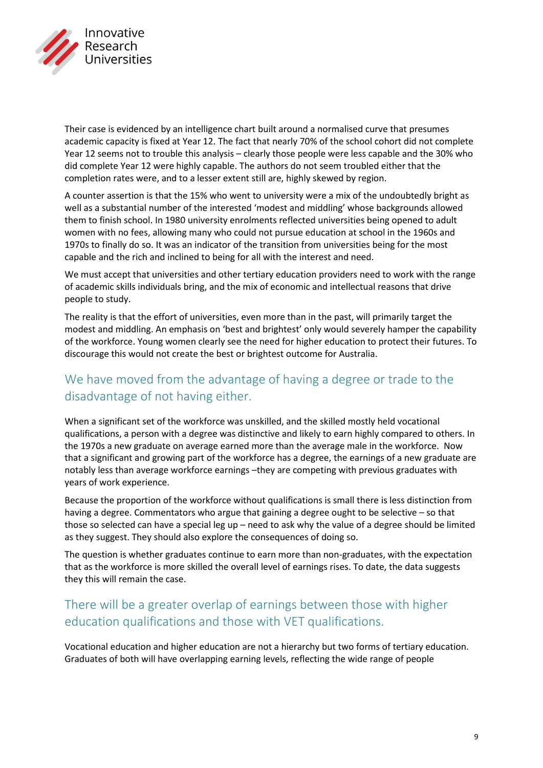Their case is evidenced by an intelligence chart built around a normalised curve that presumes academic capacity is fixed at Year 12. The fact that nearly 70% of the school cohort did not complete Year 12 seems not to trouble this analysis – clearly those people were less capable and the 30% who did complete Year 12 were highly capable. The authors do not seem troubled either that the completion rates were, and to a lesser extent still are, highly skewed by region.

A counter assertion is that the 15% who went to university were a mix of the undoubtedly bright as well as a substantial number of the interested 'modest and middling' whose backgrounds allowed them to finish school. In 1980 university enrolments reflected universities being opened to adult women with no fees, allowing many who could not pursue education at school in the 1960s and 1970s to finally do so. It was an indicator of the transition from universities being for the most capable and the rich and inclined to being for all with the interest and need.

We must accept that universities and other tertiary education providers need to work with the range of academic skills individuals bring, and the mix of economic and intellectual reasons that drive people to study.

The reality is that the effort of universities, even more than in the past, will primarily target the modest and middling. An emphasis on 'best and brightest' only would severely hamper the capability of the workforce. Young women clearly see the need for higher education to protect their futures. To discourage this would not create the best or brightest outcome for Australia.

## We have moved from the advantage of having a degree or trade to the disadvantage of not having either.

When a significant set of the workforce was unskilled, and the skilled mostly held vocational qualifications, a person with a degree was distinctive and likely to earn highly compared to others. In the 1970s a new graduate on average earned more than the average male in the workforce. Now that a significant and growing part of the workforce has a degree, the earnings of a new graduate are notably less than average workforce earnings –they are competing with previous graduates with years of work experience.

Because the proportion of the workforce without qualifications is small there is less distinction from having a degree. Commentators who argue that gaining a degree ought to be selective – so that those so selected can have a special leg up – need to ask why the value of a degree should be limited as they suggest. They should also explore the consequences of doing so.

The question is whether graduates continue to earn more than non-graduates, with the expectation that as the workforce is more skilled the overall level of earnings rises. To date, the data suggests they this will remain the case.

## There will be a greater overlap of earnings between those with higher education qualifications and those with VET qualifications.

Vocational education and higher education are not a hierarchy but two forms of tertiary education. Graduates of both will have overlapping earning levels, reflecting the wide range of people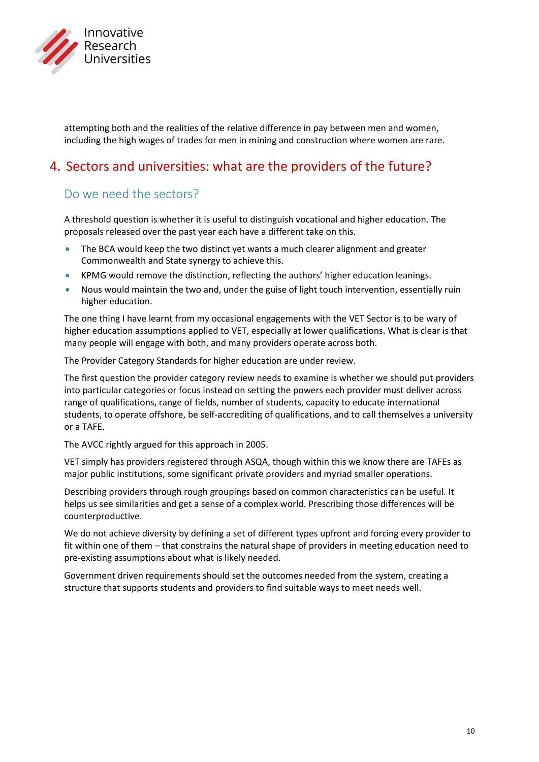attempting both and the realities of the relative difference in pay between men and women, including the high wages of trades for men in mining and construction where women are rare.

# 4. Sectors and universities: what are the providers of the future?

## Do we need the sectors?

A threshold question is whether it is useful to distinguish vocational and higher education. The proposals released over the past year each have a different take on this.

- The BCA would keep the two distinct yet wants a much clearer alignment and greater Commonwealth and State synergy to achieve this.
- KPMG would remove the distinction, reflecting the authors' higher education leanings.
- Nous would maintain the two and, under the guise of light touch intervention, essentially ruin higher education.

The one thing I have learnt from my occasional engagements with the VET Sector is to be wary of higher education assumptions applied to VET, especially at lower qualifications. What is clear is that many people will engage with both, and many providers operate across both.

The Provider Category Standards for higher education are under review.

The first question the provider category review needs to examine is whether we should put providers into particular categories or focus instead on setting the powers each provider must deliver across range of qualifications, range of fields, number of students, capacity to educate international students, to operate offshore, be self-accrediting of qualifications, and to call themselves a university or a TAFE.

The AVCC rightly argued for this approach in 2005.

VET simply has providers registered through ASQA, though within this we know there are TAFEs as major public institutions, some significant private providers and myriad smaller operations.

Describing providers through rough groupings based on common characteristics can be useful. It helps us see similarities and get a sense of a complex world. Prescribing those differences will be counterproductive.

We do not achieve diversity by defining a set of different types upfront and forcing every provider to fit within one of them – that constrains the natural shape of providers in meeting education need to pre-existing assumptions about what is likely needed.

Government driven requirements should set the outcomes needed from the system, creating a structure that supports students and providers to find suitable ways to meet needs well.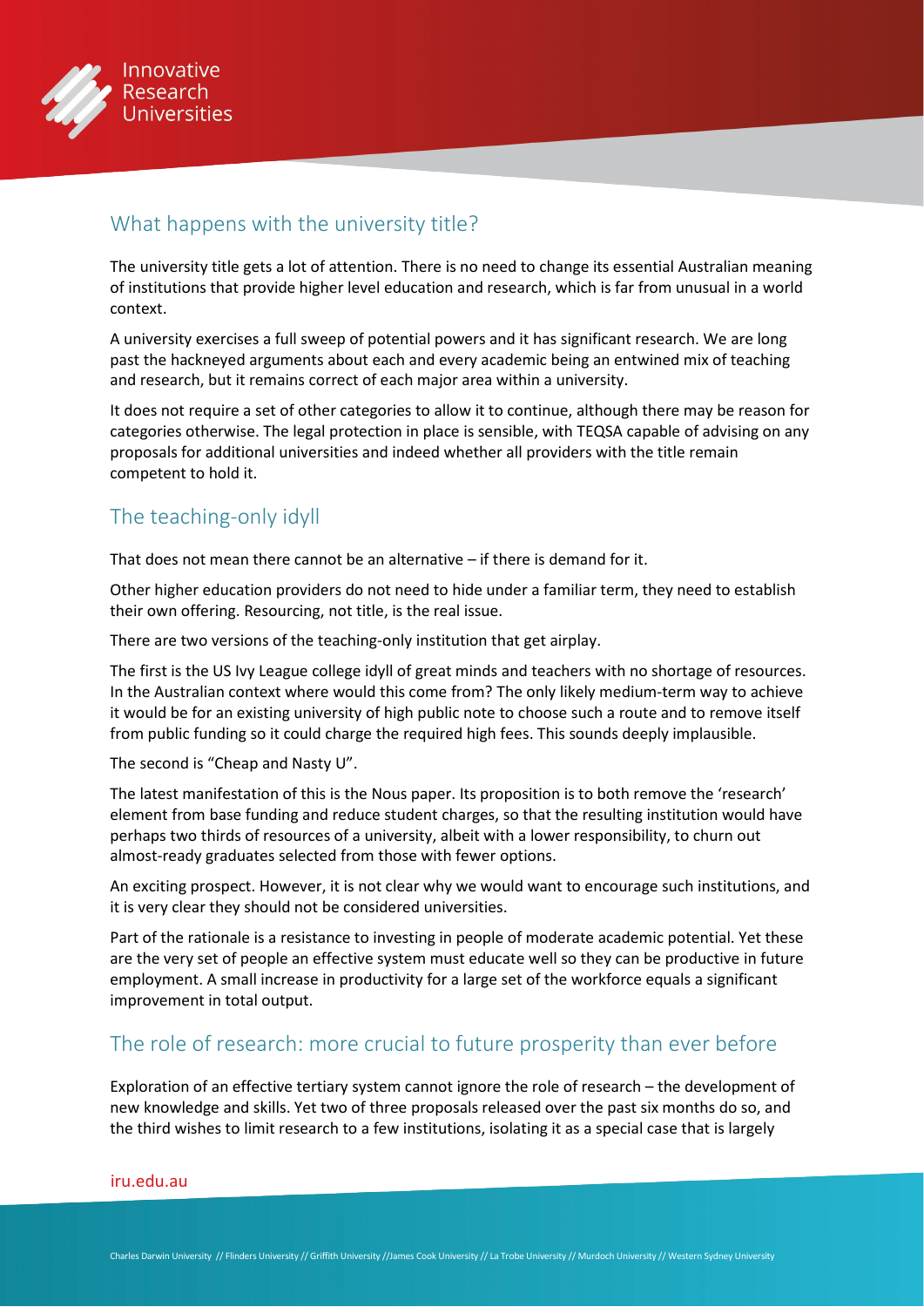## What happens with the university title?

The university title gets a lot of attention. There is no need to change its essential Australian meaning of institutions that provide higher level education and research, which is far from unusual in a world context.

A university exercises a full sweep of potential powers and it has significant research. We are long past the hackneyed arguments about each and every academic being an entwined mix of teaching and research, but it remains correct of each major area within a university.

It does not require a set of other categories to allow it to continue, although there may be reason for categories otherwise. The legal protection in place is sensible, with TEQSA capable of advising on any proposals for additional universities and indeed whether all providers with the title remain competent to hold it.

## The teaching-only idyll

That does not mean there cannot be an alternative – if there is demand for it.

Other higher education providers do not need to hide under a familiar term, they need to establish their own offering. Resourcing, not title, is the real issue.

There are two versions of the teaching-only institution that get airplay.

The first is the US Ivy League college idyll of great minds and teachers with no shortage of resources. In the Australian context where would this come from? The only likely medium-term way to achieve it would be for an existing university of high public note to choose such a route and to remove itself from public funding so it could charge the required high fees. This sounds deeply implausible.

The second is "Cheap and Nasty U".

The latest manifestation of this is the Nous paper. Its proposition is to both remove the 'research' element from base funding and reduce student charges, so that the resulting institution would have perhaps two thirds of resources of a university, albeit with a lower responsibility, to churn out almost-ready graduates selected from those with fewer options.

An exciting prospect. However, it is not clear why we would want to encourage such institutions, and it is very clear they should not be considered universities.

Part of the rationale is a resistance to investing in people of moderate academic potential. Yet these are the very set of people an effective system must educate well so they can be productive in future employment. A small increase in productivity for a large set of the workforce equals a significant improvement in total output.

## The role of research: more crucial to future prosperity than ever before

Exploration of an effective tertiary system cannot ignore the role of research – the development of new knowledge and skills. Yet two of three proposals released over the past six months do so, and the third wishes to limit research to a few institutions, isolating it as a special case that is largely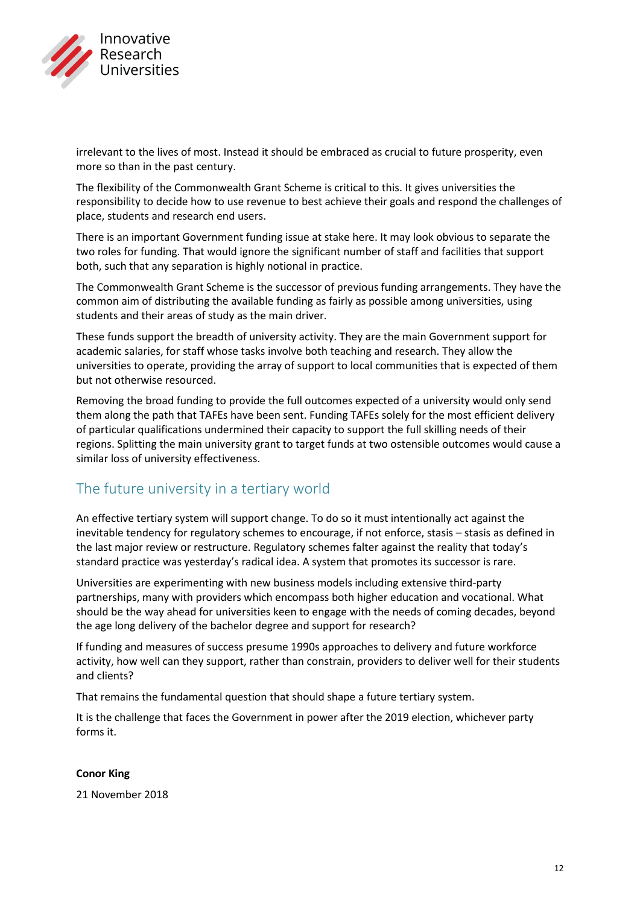irrelevant to the lives of most. Instead it should be embraced as crucial to future prosperity, even more so than in the past century.

The flexibility of the Commonwealth Grant Scheme is critical to this. It gives universities the responsibility to decide how to use revenue to best achieve their goals and respond the challenges of place, students and research end users.

There is an important Government funding issue at stake here. It may look obvious to separate the two roles for funding. That would ignore the significant number of staff and facilities that support both, such that any separation is highly notional in practice.

The Commonwealth Grant Scheme is the successor of previous funding arrangements. They have the common aim of distributing the available funding as fairly as possible among universities, using students and their areas of study as the main driver.

These funds support the breadth of university activity. They are the main Government support for academic salaries, for staff whose tasks involve both teaching and research. They allow the universities to operate, providing the array of support to local communities that is expected of them but not otherwise resourced.

Removing the broad funding to provide the full outcomes expected of a university would only send them along the path that TAFEs have been sent. Funding TAFEs solely for the most efficient delivery of particular qualifications undermined their capacity to support the full skilling needs of their regions. Splitting the main university grant to target funds at two ostensible outcomes would cause a similar loss of university effectiveness.

## The future university in a tertiary world

An effective tertiary system will support change. To do so it must intentionally act against the inevitable tendency for regulatory schemes to encourage, if not enforce, stasis – stasis as defined in the last major review or restructure. Regulatory schemes falter against the reality that today's standard practice was yesterday's radical idea. A system that promotes its successor is rare.

Universities are experimenting with new business models including extensive third-party partnerships, many with providers which encompass both higher education and vocational. What should be the way ahead for universities keen to engage with the needs of coming decades, beyond the age long delivery of the bachelor degree and support for research?

If funding and measures of success presume 1990s approaches to delivery and future workforce activity, how well can they support, rather than constrain, providers to deliver well for their students and clients?

That remains the fundamental question that should shape a future tertiary system.

It is the challenge that faces the Government in power after the 2019 election, whichever party forms it.

**Conor King**

21 November 2018